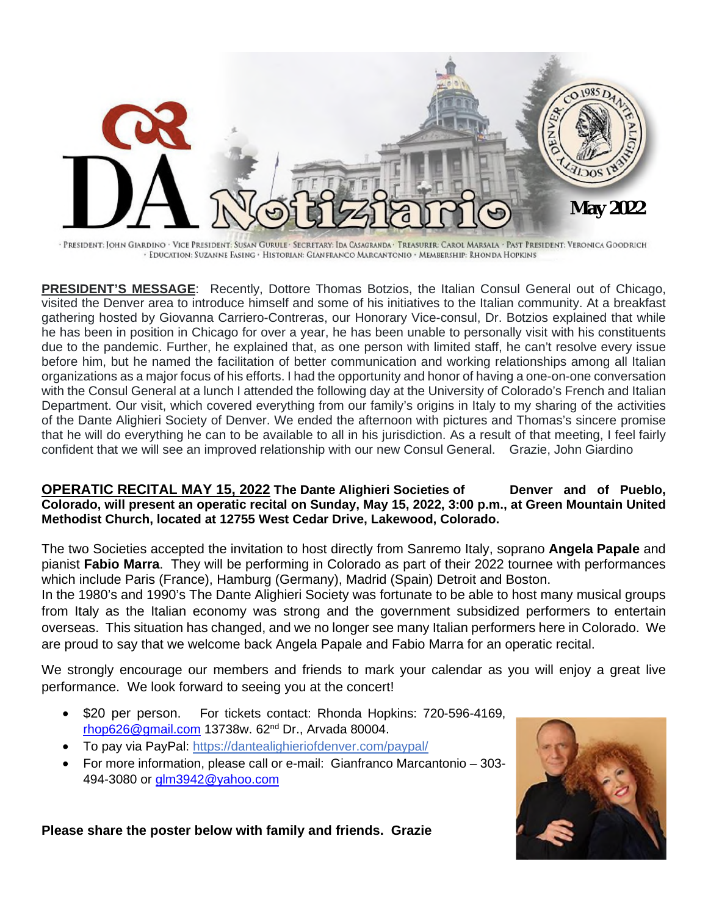# DA Notiziario

**May 2022**

· PRESIDENT: JOHN GIARDINO · VICE PRESIDENT: SUSAN GURULE · SECRETARY: IDA CASAGRANDA · TREASURER: CAROL MARSALA · PAST PRESIDENT: VERONICA GOODRICH · EDUCATION: SUZANNE FASING · HISTORIAN: GIANFRANCO MARCANTONIO · MEMBERSHIP: RHONDA HOPKINS

**PRESIDENT'S MESSAGE**: Recently, Dottore Thomas Botzios, the Italian Consul General out of Chicago, visited the Denver area to introduce himself and some of his initiatives to the Italian community. At a breakfast gathering hosted by Giovanna Carriero-Contreras, our Honorary Vice-consul, Dr. Botzios explained that while he has been in position in Chicago for over a year, he has been unable to personally visit with his constituents due to the pandemic. Further, he explained that, as one person with limited staff, he can't resolve every issue before him, but he named the facilitation of better communication and working relationships among all Italian organizations as a major focus of his efforts. I had the opportunity and honor of having a one-on-one conversation with the Consul General at a lunch I attended the following day at the University of Colorado's French and Italian Department. Our visit, which covered everything from our family's origins in Italy to my sharing of the activities of the Dante Alighieri Society of Denver. We ended the afternoon with pictures and Thomas's sincere promise that he will do everything he can to be available to all in his jurisdiction. As a result of that meeting, I feel fairly confident that we will see an improved relationship with our new Consul General. Grazie, John Giardino

**OPERATIC RECITAL MAY 15, 2022** **The Dante Alighieri Societies of Denver and of Pueblo, Colorado, will present an operatic recital on Sunday, May 15, 2022, 3:00 p.m., at Green Mountain United Methodist Church, located at 12755 West Cedar Drive, Lakewood, Colorado.**

The two Societies accepted the invitation to host directly from Sanremo Italy, soprano **Angela Papale** and pianist **Fabio Marra**. They will be performing in Colorado as part of their 2022 tournee with performances which include Paris (France), Hamburg (Germany), Madrid (Spain) Detroit and Boston.

In the 1980's and 1990's The Dante Alighieri Society was fortunate to be able to host many musical groups from Italy as the Italian economy was strong and the government subsidized performers to entertain overseas. This situation has changed, and we no longer see many Italian performers here in Colorado. We are proud to say that we welcome back Angela Papale and Fabio Marra for an operatic recital.

We strongly encourage our members and friends to mark your calendar as you will enjoy a great live performance. We look forward to seeing you at the concert!

- $20 per person. For tickets contact: Rhonda Hopkins: 720-596-4169, rhop626@gmail.com 13738w. 62nd Dr., Arvada 80004.
- To pay via PayPal: https://dantealighieriofdenver.com/paypal/
- For more information, please call or e-mail: Gianfranco Marcantonio – 303-494-3080 or glm3942@yahoo.com

**Please share the poster below with family and friends. Grazie**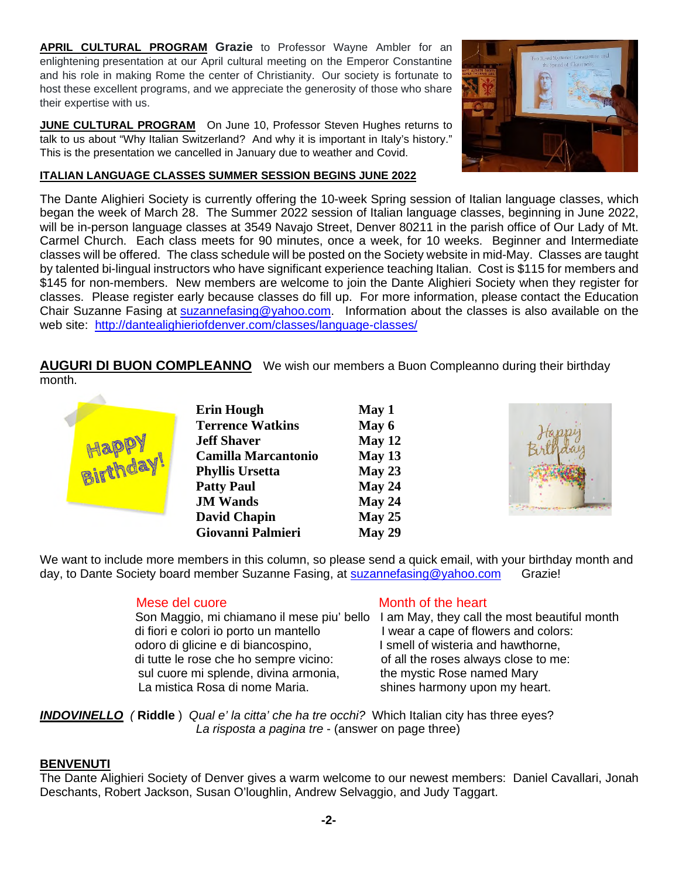**APRIL CULTURAL PROGRAM** **Grazie** to Professor Wayne Ambler for an enlightening presentation at our April cultural meeting on the Emperor Constantine and his role in making Rome the center of Christianity. Our society is fortunate to host these excellent programs, and we appreciate the generosity of those who share their expertise with us.

**JUNE CULTURAL PROGRAM** On June 10, Professor Steven Hughes returns to talk to us about "Why Italian Switzerland? And why it is important in Italy's history." This is the presentation we cancelled in January due to weather and Covid.

**ITALIAN LANGUAGE CLASSES SUMMER SESSION BEGINS JUNE 2022**

The Dante Alighieri Society is currently offering the 10-week Spring session of Italian language classes, which began the week of March 28. The Summer 2022 session of Italian language classes, beginning in June 2022, will be in-person language classes at 3549 Navajo Street, Denver 80211 in the parish office of Our Lady of Mt. Carmel Church. Each class meets for 90 minutes, once a week, for 10 weeks. Beginner and Intermediate classes will be offered. The class schedule will be posted on the Society website in mid-May. Classes are taught by talented bi-lingual instructors who have significant experience teaching Italian. Cost is $115 for members and $145 for non-members. New members are welcome to join the Dante Alighieri Society when they register for classes. Please register early because classes do fill up. For more information, please contact the Education Chair Suzanne Fasing at suzannefasing@yahoo.com. Information about the classes is also available on the web site: http://dantealighieriofdenver.com/classes/language-classes/

**AUGURI DI BUON COMPLEANNO** We wish our members a Buon Compleanno during their birthday month.

| | |
|---|---|
| **Erin Hough** | **May 1** |
| **Terrence Watkins** | **May 6** |
| **Jeff Shaver** | **May 12** |
| **Camilla Marcantonio** | **May 13** |
| **Phyllis Ursetta** | **May 23** |
| **Patty Paul** | **May 24** |
| **JM Wands** | **May 24** |
| **David Chapin** | **May 25** |
| **Giovanni Palmieri** | **May 29** |

We want to include more members in this column, so please send a quick email, with your birthday month and day, to Dante Society board member Suzanne Fasing, at suzannefasing@yahoo.com Grazie!

| Mese del cuore | Month of the heart |
|---|---|
| Son Maggio, mi chiamano il mese piu' bello | I am May, they call the most beautiful month |
| di fiori e colori io porto un mantello | I wear a cape of flowers and colors: |
| odoro di glicine e di biancospino, | I smell of wisteria and hawthorne, |
| di tutte le rose che ho sempre vicino: | of all the roses always close to me: |
| sul cuore mi splende, divina armonia, | the mystic Rose named Mary |
| La mistica Rosa di nome Maria. | shines harmony upon my heart. |

***INDOVINELLO*** *(* **Riddle** ) *Qual e' la citta' che ha tre occhi?* Which Italian city has three eyes?
*La risposta a pagina tre* - (answer on page three)

**BENVENUTI**

The Dante Alighieri Society of Denver gives a warm welcome to our newest members: Daniel Cavallari, Jonah Deschants, Robert Jackson, Susan O'loughlin, Andrew Selvaggio, and Judy Taggart.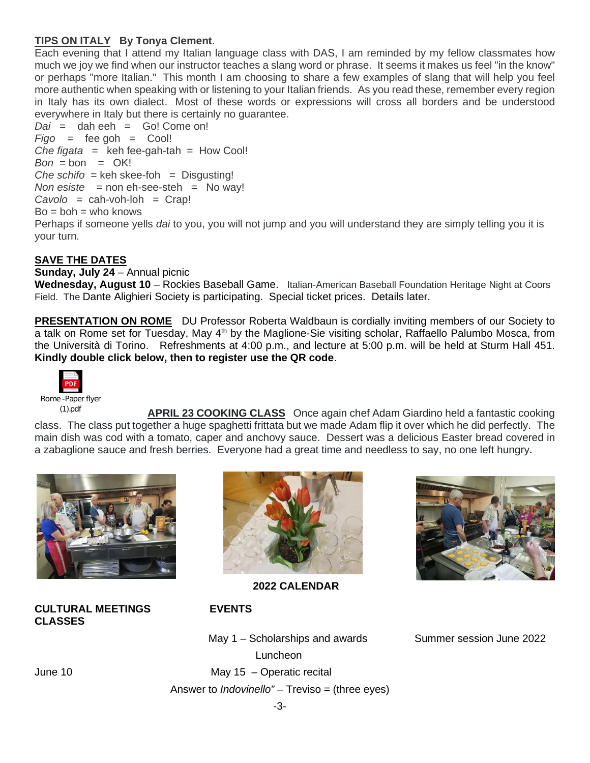**TIPS ON ITALY   By Tonya Clement**.

Each evening that I attend my Italian language class with DAS, I am reminded by my fellow classmates how much we joy we find when our instructor teaches a slang word or phrase. It seems it makes us feel "in the know" or perhaps "more Italian." This month I am choosing to share a few examples of slang that will help you feel more authentic when speaking with or listening to your Italian friends. As you read these, remember every region in Italy has its own dialect. Most of these words or expressions will cross all borders and be understood everywhere in Italy but there is certainly no guarantee.

*Dai* = dah eeh = Go! Come on!
*Figo* = fee goh = Cool!
*Che figata* = keh fee-gah-tah = How Cool!
*Bon* = bon = OK!
*Che schifo* = keh skee-foh = Disgusting!
*Non esiste* = non eh-see-steh = No way!
*Cavolo* = cah-voh-loh = Crap!
Bo = boh = who knows

Perhaps if someone yells *dai* to you, you will not jump and you will understand they are simply telling you it is your turn.

**SAVE THE DATES**

**Sunday, July 24** – Annual picnic
**Wednesday, August 10** – Rockies Baseball Game. Italian-American Baseball Foundation Heritage Night at Coors Field. The Dante Alighieri Society is participating. Special ticket prices. Details later.

**PRESENTATION ON ROME** DU Professor Roberta Waldbaun is cordially inviting members of our Society to a talk on Rome set for Tuesday, May 4th by the Maglione-Sie visiting scholar, Raffaello Palumbo Mosca, from the Università di Torino. Refreshments at 4:00 p.m., and lecture at 5:00 p.m. will be held at Sturm Hall 451. **Kindly double click below, then to register use the QR code**.

Rome -Paper flyer (1).pdf

**APRIL 23 COOKING CLASS** Once again chef Adam Giardino held a fantastic cooking class. The class put together a huge spaghetti frittata but we made Adam flip it over which he did perfectly. The main dish was cod with a tomato, caper and anchovy sauce. Dessert was a delicious Easter bread covered in a zabaglione sauce and fresh berries. Everyone had a great time and needless to say, no one left hungry.

**2022 CALENDAR**

| CULTURAL MEETINGS | EVENTS | CLASSES |
| --- | --- | --- |
| | May 1 – Scholarships and awards Luncheon | Summer session June 2022 |
| June 10 | May 15 – Operatic recital | |

Answer to *Indovinello"* – Treviso = (three eyes)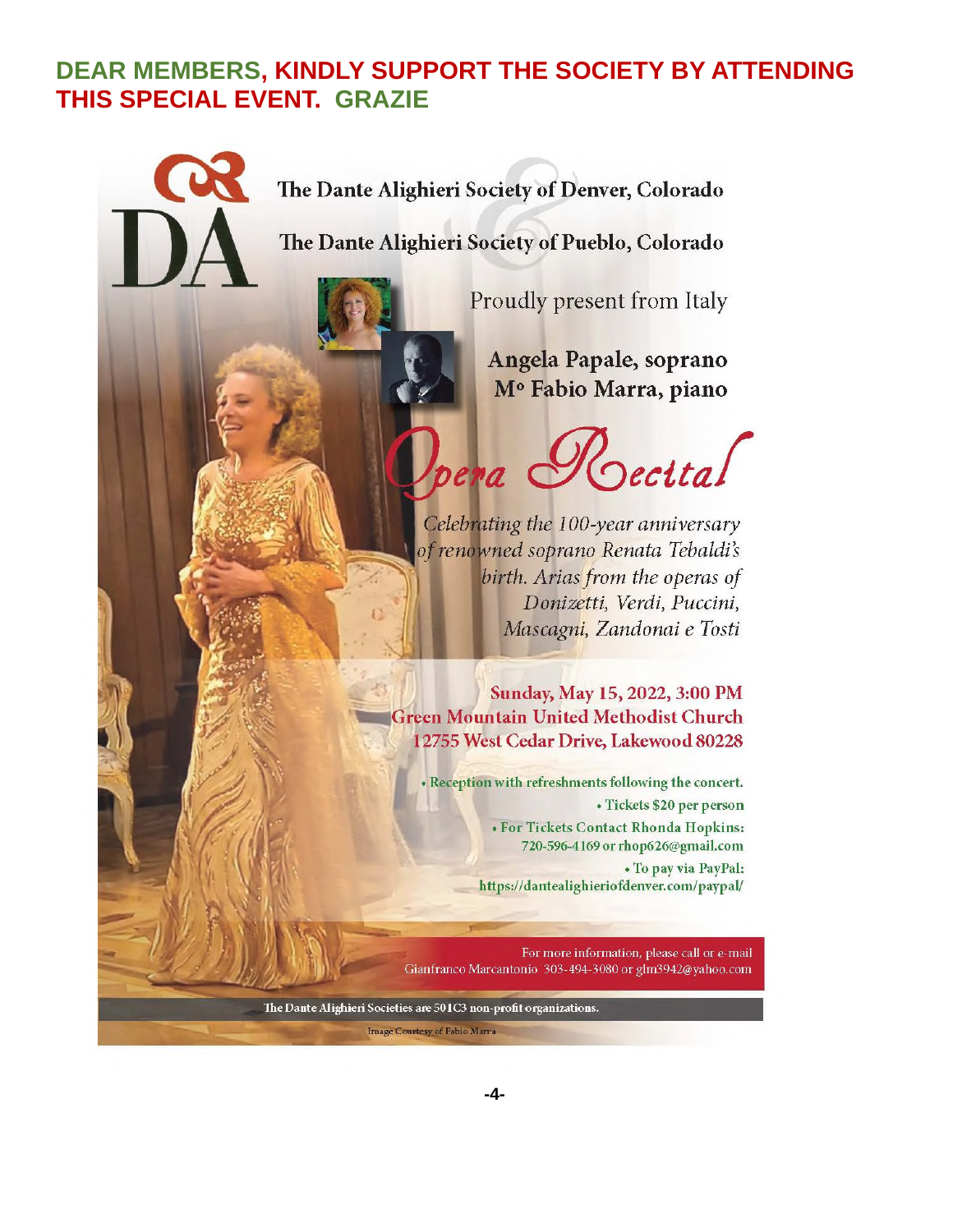## DEAR MEMBERS, KINDLY SUPPORT THE SOCIETY BY ATTENDING THIS SPECIAL EVENT. GRAZIE

The Dante Alighieri Society of Denver, Colorado

&

The Dante Alighieri Society of Pueblo, Colorado

Proudly present from Italy

**Angela Papale, soprano**
**M° Fabio Marra, piano**

# Opera Recital

*Celebrating the 100-year anniversary of renowned soprano Renata Tebaldi's birth. Arias from the operas of Donizetti, Verdi, Puccini, Mascagni, Zandonai e Tosti*

**Sunday, May 15, 2022, 3:00 PM**
**Green Mountain United Methodist Church**
**12755 West Cedar Drive, Lakewood 80228**

- Reception with refreshments following the concert.
- Tickets $20 per person
- For Tickets Contact Rhonda Hopkins: 720-596-4169 or rhop626@gmail.com
- To pay via PayPal: https://dantealighieriofdenver.com/paypal/

For more information, please call or e-mail Gianfranco Marcantonio 303-494-3080 or glm3942@yahoo.com

**The Dante Alighieri Societies are 501C3 non-profit organizations.**

Image Courtesy of Fabio Marra